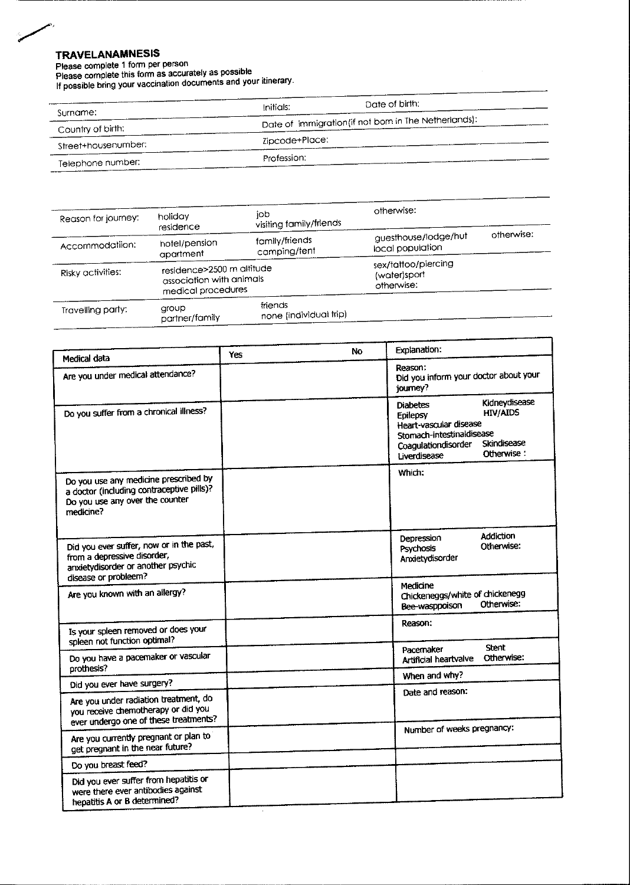## TRAVELANAMNESIS

Please complete 1 form per person
Please complete this form as accurately as possible
If possible bring your vaccination documents and your itinerary.

| | | |
|---|---|---|
| Surname: | Initials: | Date of birth: |
| Country of birth: | Date of immigration(if not born in The Netherlands): | |
| Street+housenumber: | Zipcode+Place: | |
| Telephone number: | Profession: | |

| | | | |
|---|---|---|---|
| Reason for journey: | holiday<br>residence | job<br>visiting family/friends | otherwise: |
| Accommodatiion: | hotel/pension<br>apartment | family/friends<br>camping/tent | guesthouse/lodge/hut<br>local population otherwise: |
| Risky activities: | residence>2500 m altitude<br>association with animals<br>medical procedures | | sex/tattoo/piercing<br>(water)sport<br>otherwise: |
| Travelling party: | group<br>partner/family | friends<br>none (individual trip) | |

| Medical data | Yes | No | Explanation: |
|---|---|---|---|
| Are you under medical attendance? | | | Reason:<br>Did you inform your doctor about your journey? |
| Do you suffer from a chronical illness? | | | Diabetes Kidneydisease<br>Epilepsy HIV/AIDS<br>Heart-vascular disease<br>Stomach-intestinaldisease<br>Coagulationdisorder Skindisease<br>Liverdisease Otherwise : |
| Do you use any medicine prescribed by a doctor (including contraceptive pills)? Do you use any over the counter medicine? | | | Which: |
| Did you ever suffer, now or in the past, from a depressive disorder, anxietydisorder or another psychic disease or probleem? | | | Depression Addiction<br>Psychosis Otherwise:<br>Anxietydisorder |
| Are you known with an allergy? | | | Medicine<br>Chickeneggs/white of chickenegg<br>Bee-wasppoison Otherwise: |
| Is your spleen removed or does your spleen not function optimal? | | | Reason: |
| Do you have a pacemaker or vascular prothesis? | | | Pacemaker Stent<br>Artificial heartvalve Otherwise: |
| Did you ever have surgery? | | | When and why? |
| Are you under radiation treatment, do you receive chemotherapy or did you ever undergo one of these treatments? | | | Date and reason: |
| Are you currently pregnant or plan to get pregnant in the near future? | | | Number of weeks pregnancy: |
| Do you breast feed? | | | |
| Did you ever suffer from hepatitis or were there ever antibodies against hepatitis A or B determined? | | | |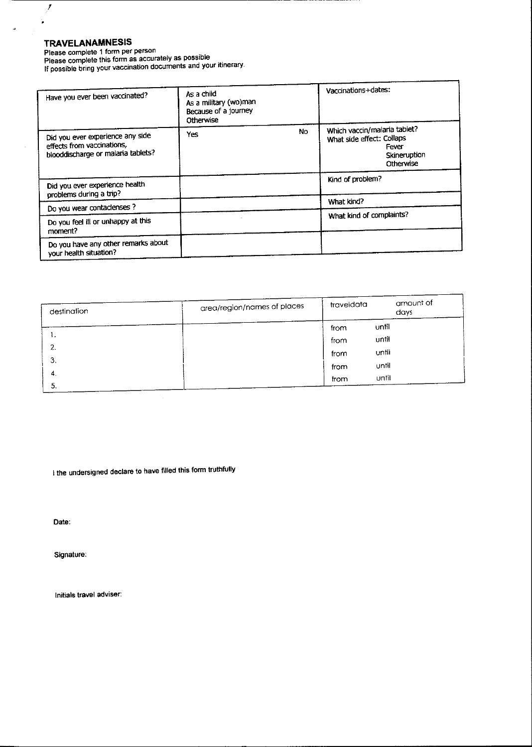## TRAVELANAMNESIS

Please complete 1 form per person
Please complete this form as accurately as possible
If possible bring your vaccination documents and your itinerary.

| | | |
|---|---|---|
| Have you ever been vaccinated? | As a child<br>As a military (wo)man<br>Because of a journey<br>Otherwise | Vaccinations+dates: |
| Did you ever experience any side effects from vaccinations, blooddischarge or malaria tablets? | Yes No | Which vaccin/malaria tablet?<br>What side effect: Collaps<br>Fever<br>Skineruption<br>Otherwise |
| Did you ever experience health problems during a trip? | | Kind of problem? |
| Do you wear contaclenses ? | | What kind? |
| Do you feel ill or unhappy at this moment? | | What kind of complaints? |
| Do you have any other remarks about your health situation? | | |

| destination | area/region/names of places | traveldata | amount of days |
|---|---|---|---|
| 1. | | from until | |
| 2. | | from until | |
| 3. | | from until | |
| 4. | | from until | |
| 5. | | from until | |

I the undersigned declare to have filled this form truthfully

Date:

Signature:

Initials travel adviser: